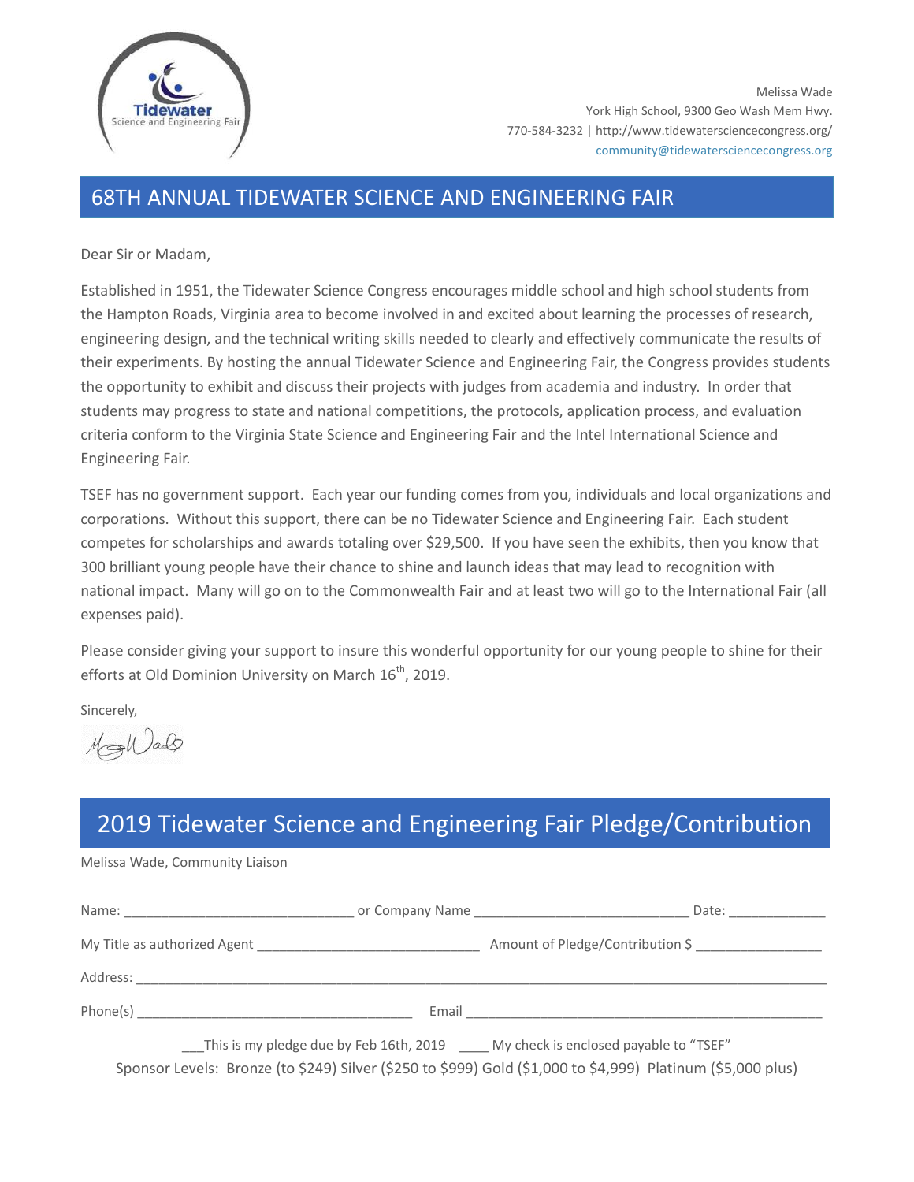Melissa Wade
York High School, 9300 Geo Wash Mem Hwy.
770-584-3232 | http://www.tidewatersciencecongress.org/
community@tidewatersciencecongress.org

# 68TH ANNUAL TIDEWATER SCIENCE AND ENGINEERING FAIR

Dear Sir or Madam,

Established in 1951, the Tidewater Science Congress encourages middle school and high school students from the Hampton Roads, Virginia area to become involved in and excited about learning the processes of research, engineering design, and the technical writing skills needed to clearly and effectively communicate the results of their experiments. By hosting the annual Tidewater Science and Engineering Fair, the Congress provides students the opportunity to exhibit and discuss their projects with judges from academia and industry. In order that students may progress to state and national competitions, the protocols, application process, and evaluation criteria conform to the Virginia State Science and Engineering Fair and the Intel International Science and Engineering Fair.

TSEF has no government support. Each year our funding comes from you, individuals and local organizations and corporations. Without this support, there can be no Tidewater Science and Engineering Fair. Each student competes for scholarships and awards totaling over $29,500. If you have seen the exhibits, then you know that 300 brilliant young people have their chance to shine and launch ideas that may lead to recognition with national impact. Many will go on to the Commonwealth Fair and at least two will go to the International Fair (all expenses paid).

Please consider giving your support to insure this wonderful opportunity for our young people to shine for their efforts at Old Dominion University on March 16th, 2019.

Sincerely,

# 2019 Tidewater Science and Engineering Fair Pledge/Contribution

Melissa Wade, Community Liaison

Name: ______________________________ or Company Name ____________________________ Date: _____________

My Title as authorized Agent _____________________________ Amount of Pledge/Contribution $ ________________

Address: ____________________________________________________________________________________________

Phone(s) _____________________________________ Email ______________________________________________

___This is my pledge due by Feb 16th, 2019 ____ My check is enclosed payable to "TSEF"

Sponsor Levels: Bronze (to $249) Silver ($250 to $999) Gold ($1,000 to $4,999) Platinum ($5,000 plus)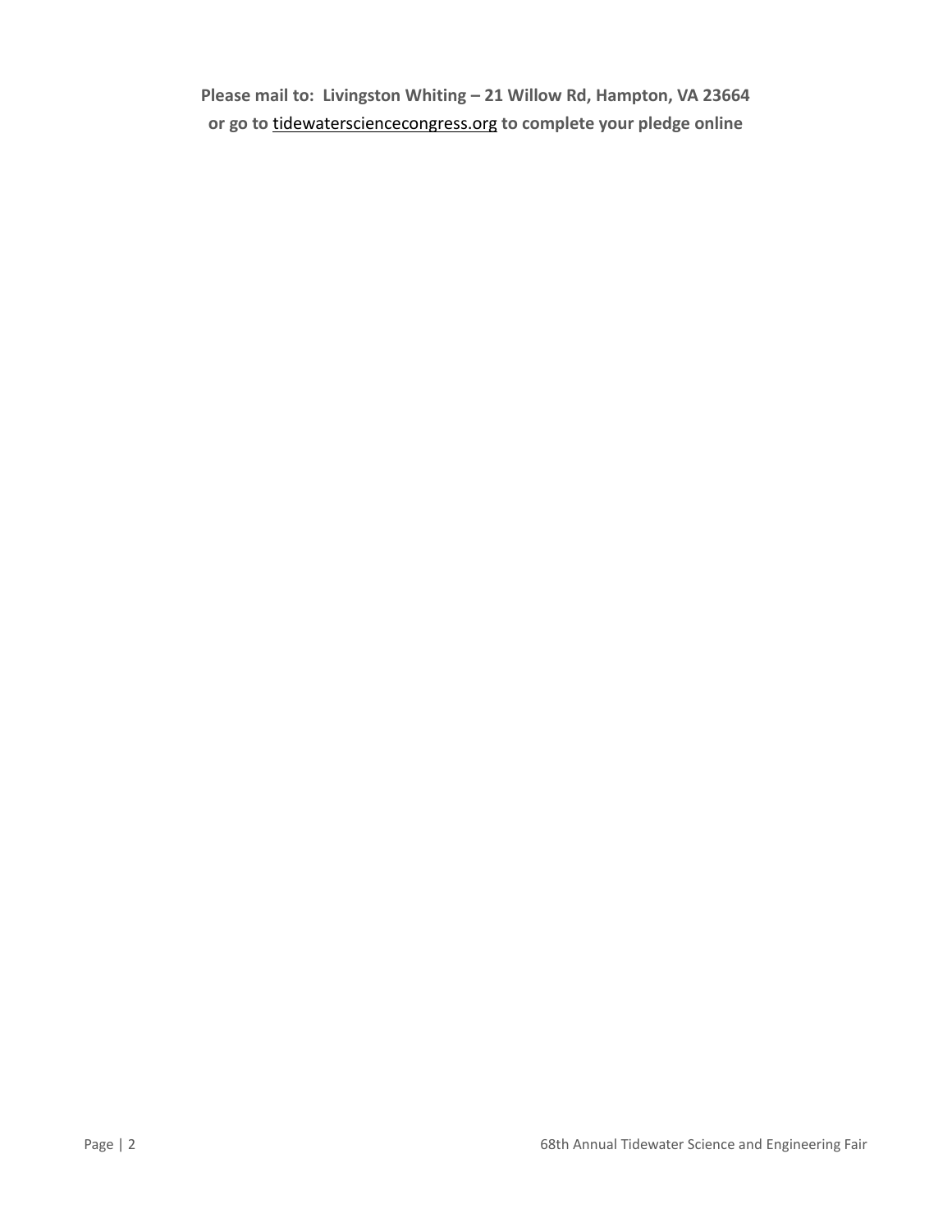**Please mail to: Livingston Whiting – 21 Willow Rd, Hampton, VA 23664**
**or go to tidewatersciencecongress.org to complete your pledge online**